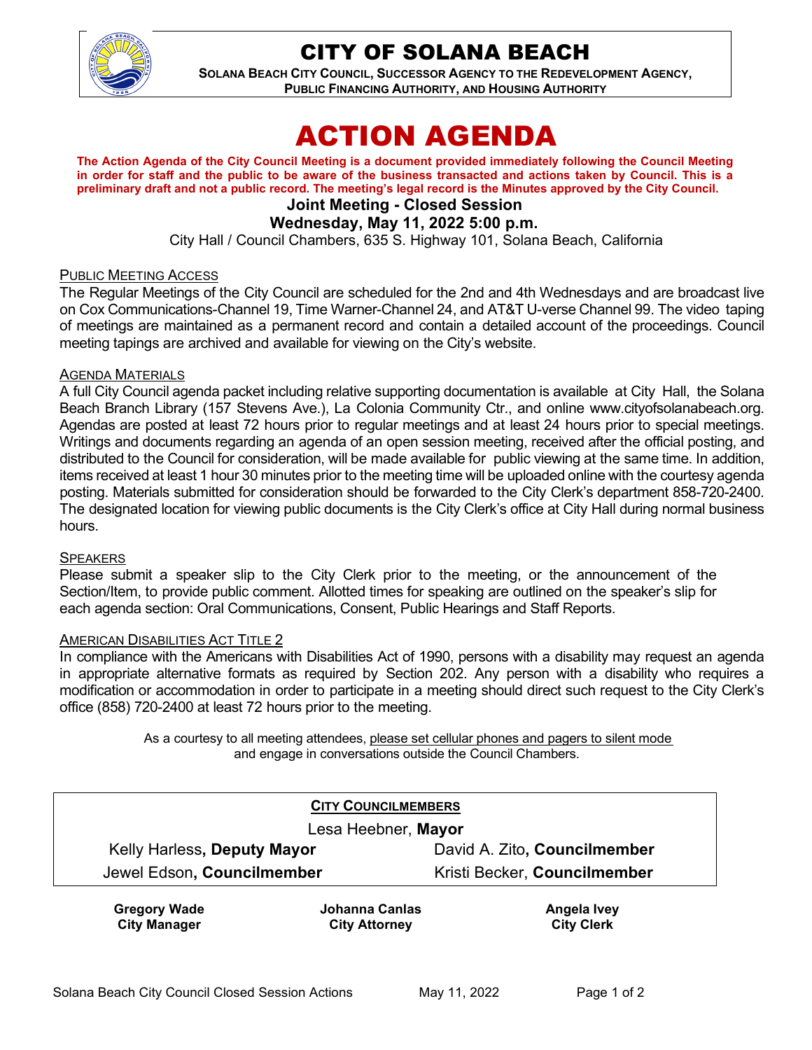# CITY OF SOLANA BEACH

**SOLANA BEACH CITY COUNCIL, SUCCESSOR AGENCY TO THE REDEVELOPMENT AGENCY, PUBLIC FINANCING AUTHORITY, AND HOUSING AUTHORITY**

# ACTION AGENDA

**The Action Agenda of the City Council Meeting is a document provided immediately following the Council Meeting in order for staff and the public to be aware of the business transacted and actions taken by Council. This is a preliminary draft and not a public record. The meeting's legal record is the Minutes approved by the City Council.**

**Joint Meeting - Closed Session**

**Wednesday, May 11, 2022 5:00 p.m.**

City Hall / Council Chambers, 635 S. Highway 101, Solana Beach, California

## PUBLIC MEETING ACCESS

The Regular Meetings of the City Council are scheduled for the 2nd and 4th Wednesdays and are broadcast live on Cox Communications-Channel 19, Time Warner-Channel 24, and AT&T U-verse Channel 99. The video taping of meetings are maintained as a permanent record and contain a detailed account of the proceedings. Council meeting tapings are archived and available for viewing on the City's website.

## AGENDA MATERIALS

A full City Council agenda packet including relative supporting documentation is available at City Hall, the Solana Beach Branch Library (157 Stevens Ave.), La Colonia Community Ctr., and online www.cityofsolanabeach.org. Agendas are posted at least 72 hours prior to regular meetings and at least 24 hours prior to special meetings. Writings and documents regarding an agenda of an open session meeting, received after the official posting, and distributed to the Council for consideration, will be made available for public viewing at the same time. In addition, items received at least 1 hour 30 minutes prior to the meeting time will be uploaded online with the courtesy agenda posting. Materials submitted for consideration should be forwarded to the City Clerk's department 858-720-2400. The designated location for viewing public documents is the City Clerk's office at City Hall during normal business hours.

## SPEAKERS

Please submit a speaker slip to the City Clerk prior to the meeting, or the announcement of the Section/Item, to provide public comment. Allotted times for speaking are outlined on the speaker's slip for each agenda section: Oral Communications, Consent, Public Hearings and Staff Reports.

## AMERICAN DISABILITIES ACT TITLE 2

In compliance with the Americans with Disabilities Act of 1990, persons with a disability may request an agenda in appropriate alternative formats as required by Section 202. Any person with a disability who requires a modification or accommodation in order to participate in a meeting should direct such request to the City Clerk's office (858) 720-2400 at least 72 hours prior to the meeting.

As a courtesy to all meeting attendees, please set cellular phones and pagers to silent mode and engage in conversations outside the Council Chambers.

**CITY COUNCILMEMBERS**

Lesa Heebner, **Mayor**

| | |
|---|---|
| Kelly Harless, **Deputy Mayor** | David A. Zito, **Councilmember** |
| Jewel Edson, **Councilmember** | Kristi Becker, **Councilmember** |

| | | |
|---|---|---|
| **Gregory Wade** | **Johanna Canlas** | **Angela Ivey** |
| **City Manager** | **City Attorney** | **City Clerk** |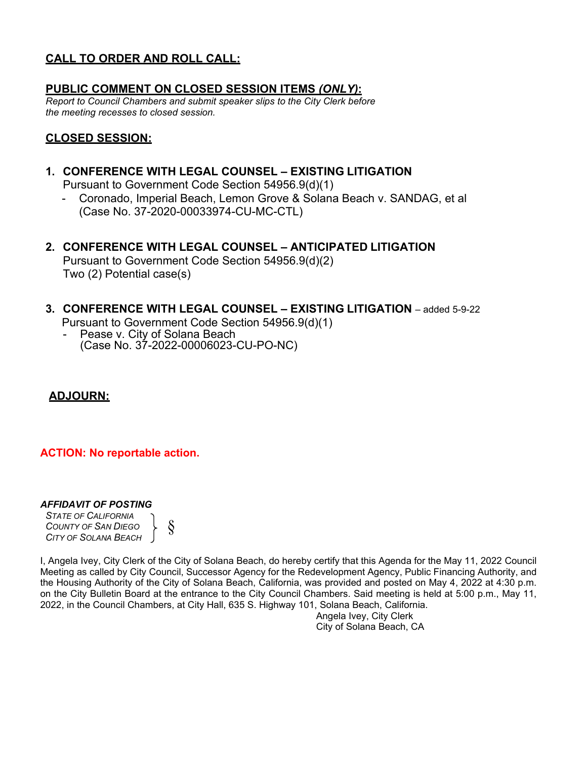## **CALL TO ORDER AND ROLL CALL:**

## **PUBLIC COMMENT ON CLOSED SESSION ITEMS *(ONLY)*:**

*Report to Council Chambers and submit speaker slips to the City Clerk before the meeting recesses to closed session.*

## **CLOSED SESSION:**

1. **CONFERENCE WITH LEGAL COUNSEL – EXISTING LITIGATION**
   Pursuant to Government Code Section 54956.9(d)(1)
   - Coronado, Imperial Beach, Lemon Grove & Solana Beach v. SANDAG, et al (Case No. 37-2020-00033974-CU-MC-CTL)

2. **CONFERENCE WITH LEGAL COUNSEL – ANTICIPATED LITIGATION**
   Pursuant to Government Code Section 54956.9(d)(2)
   Two (2) Potential case(s)

3. **CONFERENCE WITH LEGAL COUNSEL – EXISTING LITIGATION** – added 5-9-22
   Pursuant to Government Code Section 54956.9(d)(1)
   - Pease v. City of Solana Beach (Case No. 37-2022-00006023-CU-PO-NC)

## **ADJOURN:**

**ACTION: No reportable action.**

***AFFIDAVIT OF POSTING***

*STATE OF CALIFORNIA*
*COUNTY OF SAN DIEGO* } §
*CITY OF SOLANA BEACH*

I, Angela Ivey, City Clerk of the City of Solana Beach, do hereby certify that this Agenda for the May 11, 2022 Council Meeting as called by City Council, Successor Agency for the Redevelopment Agency, Public Financing Authority, and the Housing Authority of the City of Solana Beach, California, was provided and posted on May 4, 2022 at 4:30 p.m. on the City Bulletin Board at the entrance to the City Council Chambers. Said meeting is held at 5:00 p.m., May 11, 2022, in the Council Chambers, at City Hall, 635 S. Highway 101, Solana Beach, California.

Angela Ivey, City Clerk
City of Solana Beach, CA